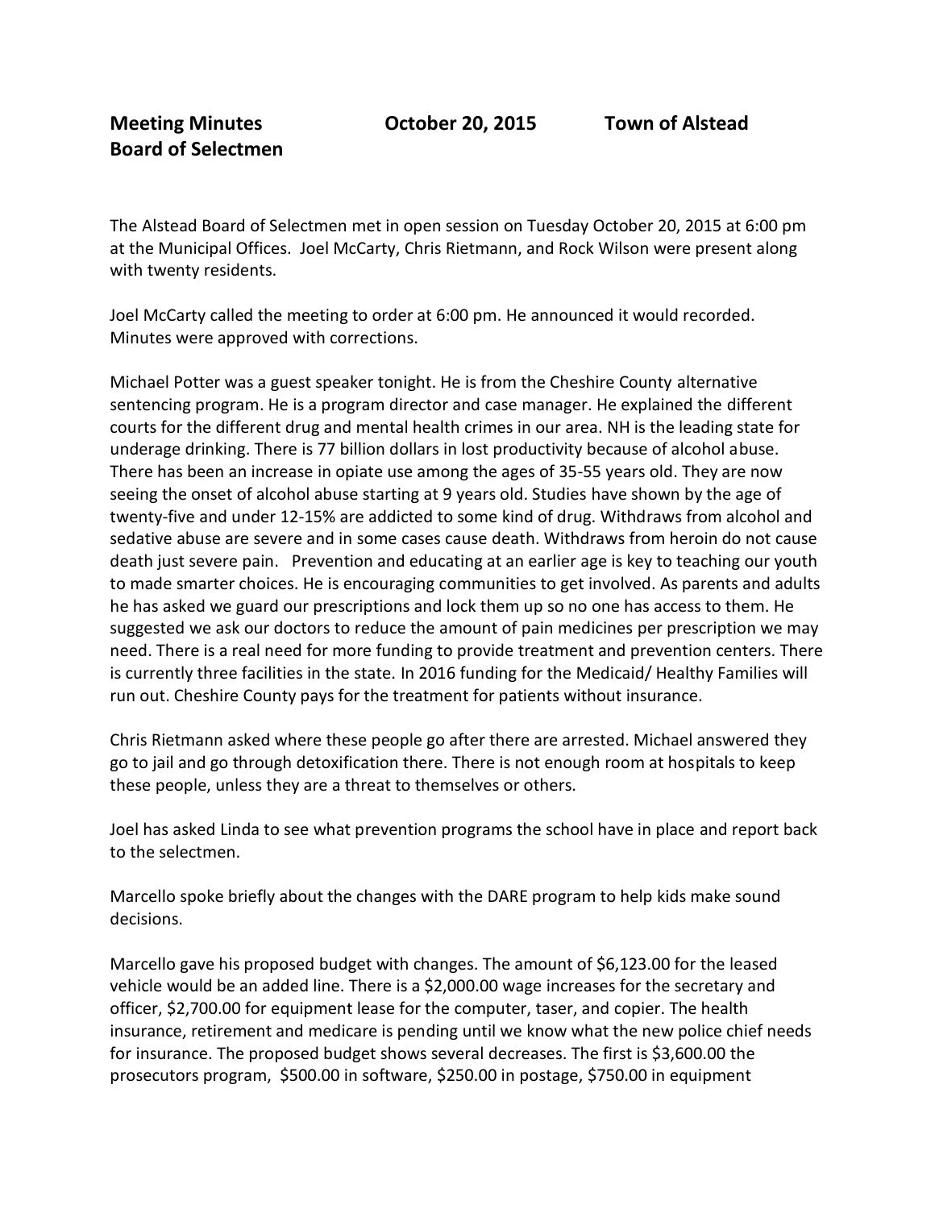**Meeting Minutes** **October 20, 2015** **Town of Alstead**
**Board of Selectmen**

The Alstead Board of Selectmen met in open session on Tuesday October 20, 2015 at 6:00 pm at the Municipal Offices. Joel McCarty, Chris Rietmann, and Rock Wilson were present along with twenty residents.

Joel McCarty called the meeting to order at 6:00 pm. He announced it would recorded. Minutes were approved with corrections.

Michael Potter was a guest speaker tonight. He is from the Cheshire County alternative sentencing program. He is a program director and case manager. He explained the different courts for the different drug and mental health crimes in our area. NH is the leading state for underage drinking. There is 77 billion dollars in lost productivity because of alcohol abuse. There has been an increase in opiate use among the ages of 35-55 years old. They are now seeing the onset of alcohol abuse starting at 9 years old. Studies have shown by the age of twenty-five and under 12-15% are addicted to some kind of drug. Withdraws from alcohol and sedative abuse are severe and in some cases cause death. Withdraws from heroin do not cause death just severe pain. Prevention and educating at an earlier age is key to teaching our youth to made smarter choices. He is encouraging communities to get involved. As parents and adults he has asked we guard our prescriptions and lock them up so no one has access to them. He suggested we ask our doctors to reduce the amount of pain medicines per prescription we may need. There is a real need for more funding to provide treatment and prevention centers. There is currently three facilities in the state. In 2016 funding for the Medicaid/ Healthy Families will run out. Cheshire County pays for the treatment for patients without insurance.

Chris Rietmann asked where these people go after there are arrested. Michael answered they go to jail and go through detoxification there. There is not enough room at hospitals to keep these people, unless they are a threat to themselves or others.

Joel has asked Linda to see what prevention programs the school have in place and report back to the selectmen.

Marcello spoke briefly about the changes with the DARE program to help kids make sound decisions.

Marcello gave his proposed budget with changes. The amount of $6,123.00 for the leased vehicle would be an added line. There is a $2,000.00 wage increases for the secretary and officer, $2,700.00 for equipment lease for the computer, taser, and copier. The health insurance, retirement and medicare is pending until we know what the new police chief needs for insurance. The proposed budget shows several decreases. The first is $3,600.00 the prosecutors program, $500.00 in software, $250.00 in postage, $750.00 in equipment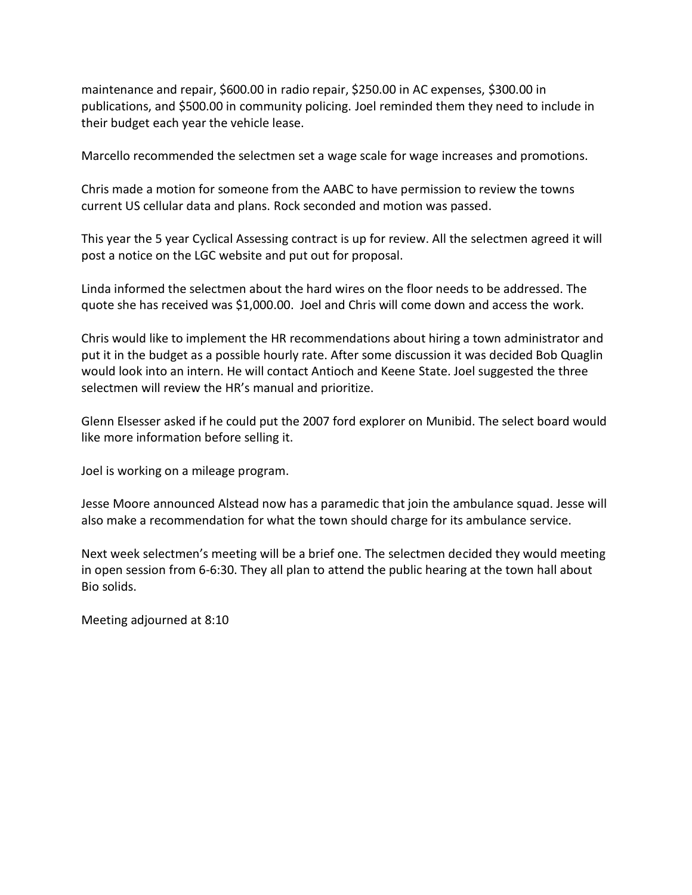maintenance and repair, $600.00 in radio repair, $250.00 in AC expenses, $300.00 in publications, and $500.00 in community policing. Joel reminded them they need to include in their budget each year the vehicle lease.

Marcello recommended the selectmen set a wage scale for wage increases and promotions.

Chris made a motion for someone from the AABC to have permission to review the towns current US cellular data and plans. Rock seconded and motion was passed.

This year the 5 year Cyclical Assessing contract is up for review. All the selectmen agreed it will post a notice on the LGC website and put out for proposal.

Linda informed the selectmen about the hard wires on the floor needs to be addressed. The quote she has received was $1,000.00. Joel and Chris will come down and access the work.

Chris would like to implement the HR recommendations about hiring a town administrator and put it in the budget as a possible hourly rate. After some discussion it was decided Bob Quaglin would look into an intern. He will contact Antioch and Keene State. Joel suggested the three selectmen will review the HR's manual and prioritize.

Glenn Elsesser asked if he could put the 2007 ford explorer on Munibid. The select board would like more information before selling it.

Joel is working on a mileage program.

Jesse Moore announced Alstead now has a paramedic that join the ambulance squad. Jesse will also make a recommendation for what the town should charge for its ambulance service.

Next week selectmen's meeting will be a brief one. The selectmen decided they would meeting in open session from 6-6:30. They all plan to attend the public hearing at the town hall about Bio solids.

Meeting adjourned at 8:10